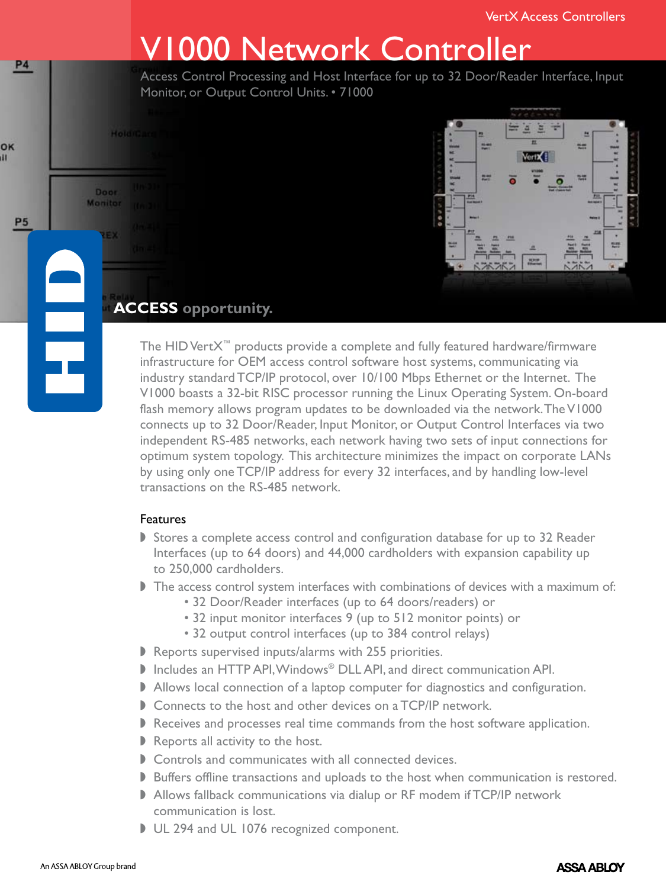VertX Access Controllers

# V1000 Network Controller

Access Control Processing and Host Interface for up to 32 Door/Reader Interface, Input Monitor, or Output Control Units. • 71000

**ACCESS** opportunity.

The HID VertX™ products provide a complete and fully featured hardware/firmware infrastructure for OEM access control software host systems, communicating via industry standard TCP/IP protocol, over 10/100 Mbps Ethernet or the Internet. The V1000 boasts a 32-bit RISC processor running the Linux Operating System. On-board flash memory allows program updates to be downloaded via the network. The V1000 connects up to 32 Door/Reader, Input Monitor, or Output Control Interfaces via two independent RS-485 networks, each network having two sets of input connections for optimum system topology. This architecture minimizes the impact on corporate LANs by using only one TCP/IP address for every 32 interfaces, and by handling low-level transactions on the RS-485 network.

## Features

- Stores a complete access control and configuration database for up to 32 Reader Interfaces (up to 64 doors) and 44,000 cardholders with expansion capability up to 250,000 cardholders.
- The access control system interfaces with combinations of devices with a maximum of:
  - 32 Door/Reader interfaces (up to 64 doors/readers) or
  - 32 input monitor interfaces 9 (up to 512 monitor points) or
  - 32 output control interfaces (up to 384 control relays)
- Reports supervised inputs/alarms with 255 priorities.
- Includes an HTTP API, Windows® DLL API, and direct communication API.
- Allows local connection of a laptop computer for diagnostics and configuration.
- Connects to the host and other devices on a TCP/IP network.
- Receives and processes real time commands from the host software application.
- Reports all activity to the host.
- Controls and communicates with all connected devices.
- Buffers offline transactions and uploads to the host when communication is restored.
- Allows fallback communications via dialup or RF modem if TCP/IP network communication is lost.
- UL 294 and UL 1076 recognized component.

An ASSA ABLOY Group brand

ASSA ABLOY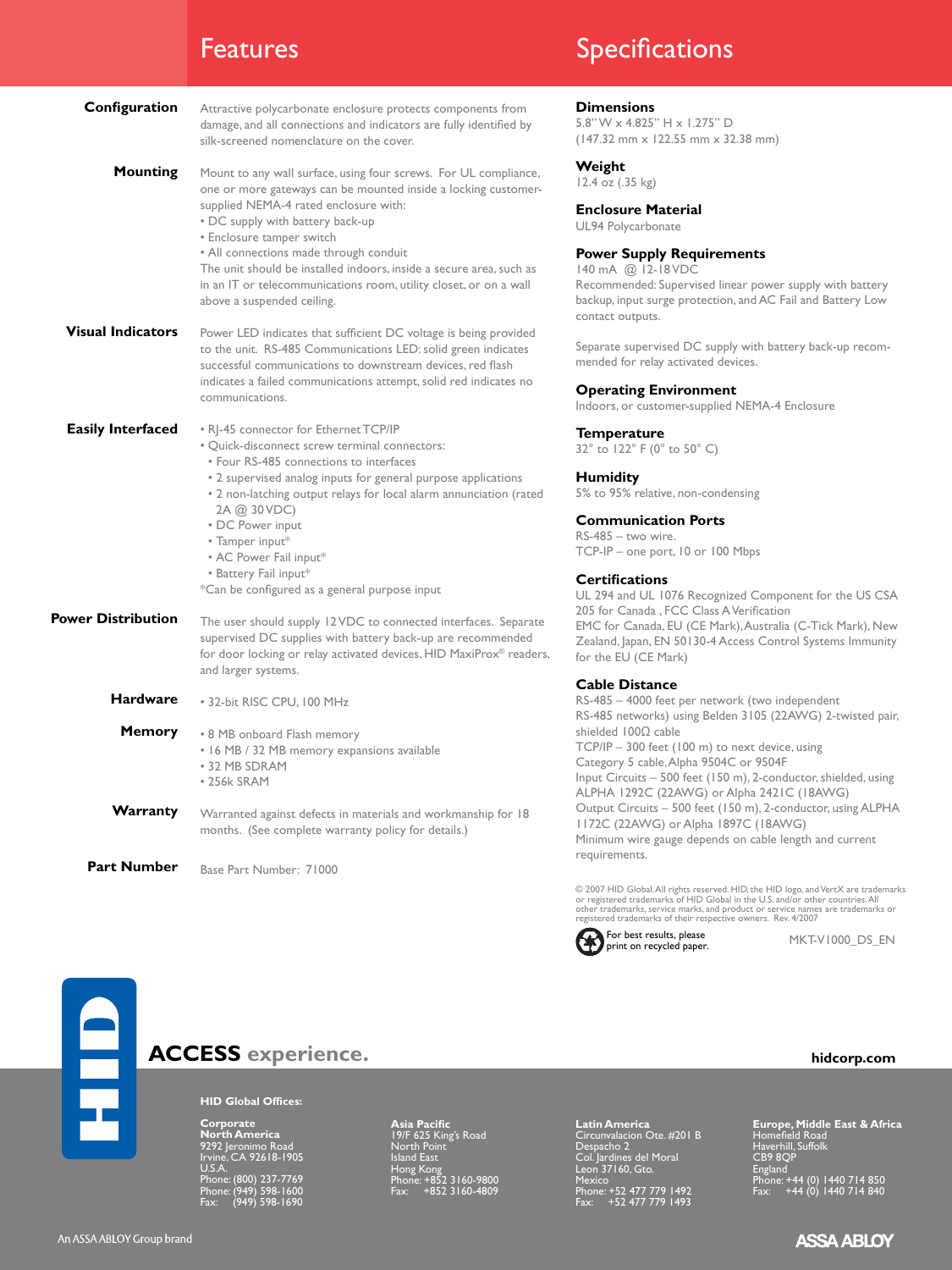## Features

**Configuration**

Attractive polycarbonate enclosure protects components from damage, and all connections and indicators are fully identified by silk-screened nomenclature on the cover.

**Mounting**

Mount to any wall surface, using four screws. For UL compliance, one or more gateways can be mounted inside a locking customer-supplied NEMA-4 rated enclosure with:

- DC supply with battery back-up
- Enclosure tamper switch
- All connections made through conduit

The unit should be installed indoors, inside a secure area, such as in an IT or telecommunications room, utility closet, or on a wall above a suspended ceiling.

**Visual Indicators**

Power LED indicates that sufficient DC voltage is being provided to the unit. RS-485 Communications LED: solid green indicates successful communications to downstream devices, red flash indicates a failed communications attempt, solid red indicates no communications.

**Easily Interfaced**

- RJ-45 connector for Ethernet TCP/IP
- Quick-disconnect screw terminal connectors:
  - Four RS-485 connections to interfaces
  - 2 supervised analog inputs for general purpose applications
  - 2 non-latching output relays for local alarm annunciation (rated 2A @ 30 VDC)
  - DC Power input
  - Tamper input*
  - AC Power Fail input*
  - Battery Fail input*

*Can be configured as a general purpose input

**Power Distribution**

The user should supply 12 VDC to connected interfaces. Separate supervised DC supplies with battery back-up are recommended for door locking or relay activated devices, HID MaxiProx® readers, and larger systems.

**Hardware**

- 32-bit RISC CPU, 100 MHz

**Memory**

- 8 MB onboard Flash memory
- 16 MB / 32 MB memory expansions available
- 32 MB SDRAM
- 256k SRAM

**Warranty**

Warranted against defects in materials and workmanship for 18 months. (See complete warranty policy for details.)

**Part Number**

Base Part Number: 71000

## Specifications

**Dimensions**

5.8" W x 4.825" H x 1.275" D
(147.32 mm x 122.55 mm x 32.38 mm)

**Weight**

12.4 oz (.35 kg)

**Enclosure Material**

UL94 Polycarbonate

**Power Supply Requirements**

140 mA @ 12-18 VDC
Recommended: Supervised linear power supply with battery backup, input surge protection, and AC Fail and Battery Low contact outputs.

Separate supervised DC supply with battery back-up recommended for relay activated devices.

**Operating Environment**

Indoors, or customer-supplied NEMA-4 Enclosure

**Temperature**

32° to 122° F (0° to 50° C)

**Humidity**

5% to 95% relative, non-condensing

**Communication Ports**

RS-485 – two wire.
TCP-IP – one port, 10 or 100 Mbps

**Certifications**

UL 294 and UL 1076 Recognized Component for the US CSA 205 for Canada , FCC Class A Verification
EMC for Canada, EU (CE Mark), Australia (C-Tick Mark), New Zealand, Japan, EN 50130-4 Access Control Systems Immunity for the EU (CE Mark)

**Cable Distance**

RS-485 – 4000 feet per network (two independent RS-485 networks) using Belden 3105 (22AWG) 2-twisted pair, shielded 100Ω cable
TCP/IP – 300 feet (100 m) to next device, using Category 5 cable, Alpha 9504C or 9504F
Input Circuits – 500 feet (150 m), 2-conductor, shielded, using ALPHA 1292C (22AWG) or Alpha 2421C (18AWG)
Output Circuits – 500 feet (150 m), 2-conductor, using ALPHA 1172C (22AWG) or Alpha 1897C (18AWG)
Minimum wire gauge depends on cable length and current requirements.

© 2007 HID Global. All rights reserved. HID, the HID logo, and VertX are trademarks or registered trademarks of HID Global in the U.S. and/or other countries. All other trademarks, service marks, and product or service names are trademarks or registered trademarks of their respective owners. Rev. 4/2007

For best results, please print on recycled paper.

MKT-V1000_DS_EN

HID

**ACCESS** experience.

hidcorp.com

**HID Global Offices:**

**Corporate**
**North America**
9292 Jeronimo Road
Irvine, CA 92618-1905
U.S.A.
Phone: (800) 237-7769
Phone: (949) 598-1600
Fax: (949) 598-1690

**Asia Pacific**
19/F 625 King's Road
North Point
Island East
Hong Kong
Phone: +852 3160-9800
Fax: +852 3160-4809

**Latin America**
Circunvalacion Ote. #201 B
Despacho 2
Col. Jardines del Moral
Leon 37160, Gto.
Mexico
Phone: +52 477 779 1492
Fax: +52 477 779 1493

**Europe, Middle East & Africa**
Homefield Road
Haverhill, Suffolk
CB9 8QP
England
Phone: +44 (0) 1440 714 850
Fax: +44 (0) 1440 714 840

An ASSA ABLOY Group brand

ASSA ABLOY